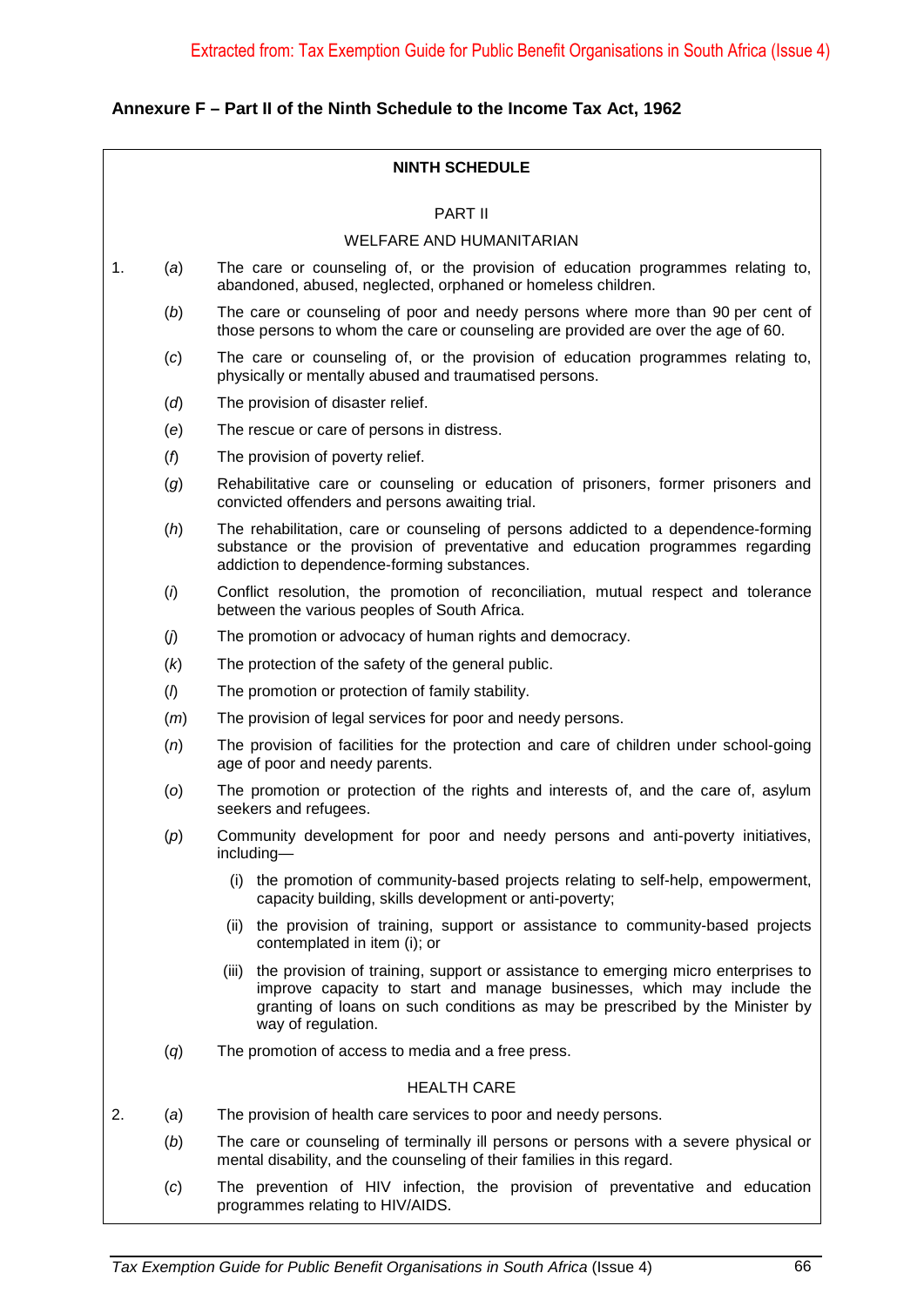## Annexure F – Part II of the Ninth Schedule to the Income Tax Act, 1962

### NINTH SCHEDULE

#### PART II

#### WELFARE AND HUMANITARIAN

1. (*a*) The care or counseling of, or the provision of education programmes relating to, abandoned, abused, neglected, orphaned or homeless children.

   (*b*) The care or counseling of poor and needy persons where more than 90 per cent of those persons to whom the care or counseling are provided are over the age of 60.

   (*c*) The care or counseling of, or the provision of education programmes relating to, physically or mentally abused and traumatised persons.

   (*d*) The provision of disaster relief.

   (*e*) The rescue or care of persons in distress.

   (*f*) The provision of poverty relief.

   (*g*) Rehabilitative care or counseling or education of prisoners, former prisoners and convicted offenders and persons awaiting trial.

   (*h*) The rehabilitation, care or counseling of persons addicted to a dependence-forming substance or the provision of preventative and education programmes regarding addiction to dependence-forming substances.

   (*i*) Conflict resolution, the promotion of reconciliation, mutual respect and tolerance between the various peoples of South Africa.

   (*j*) The promotion or advocacy of human rights and democracy.

   (*k*) The protection of the safety of the general public.

   (*l*) The promotion or protection of family stability.

   (*m*) The provision of legal services for poor and needy persons.

   (*n*) The provision of facilities for the protection and care of children under school-going age of poor and needy parents.

   (*o*) The promotion or protection of the rights and interests of, and the care of, asylum seekers and refugees.

   (*p*) Community development for poor and needy persons and anti-poverty initiatives, including—

   (i) the promotion of community-based projects relating to self-help, empowerment, capacity building, skills development or anti-poverty;

   (ii) the provision of training, support or assistance to community-based projects contemplated in item (i); or

   (iii) the provision of training, support or assistance to emerging micro enterprises to improve capacity to start and manage businesses, which may include the granting of loans on such conditions as may be prescribed by the Minister by way of regulation.

   (*q*) The promotion of access to media and a free press.

#### HEALTH CARE

2. (*a*) The provision of health care services to poor and needy persons.

   (*b*) The care or counseling of terminally ill persons or persons with a severe physical or mental disability, and the counseling of their families in this regard.

   (*c*) The prevention of HIV infection, the provision of preventative and education programmes relating to HIV/AIDS.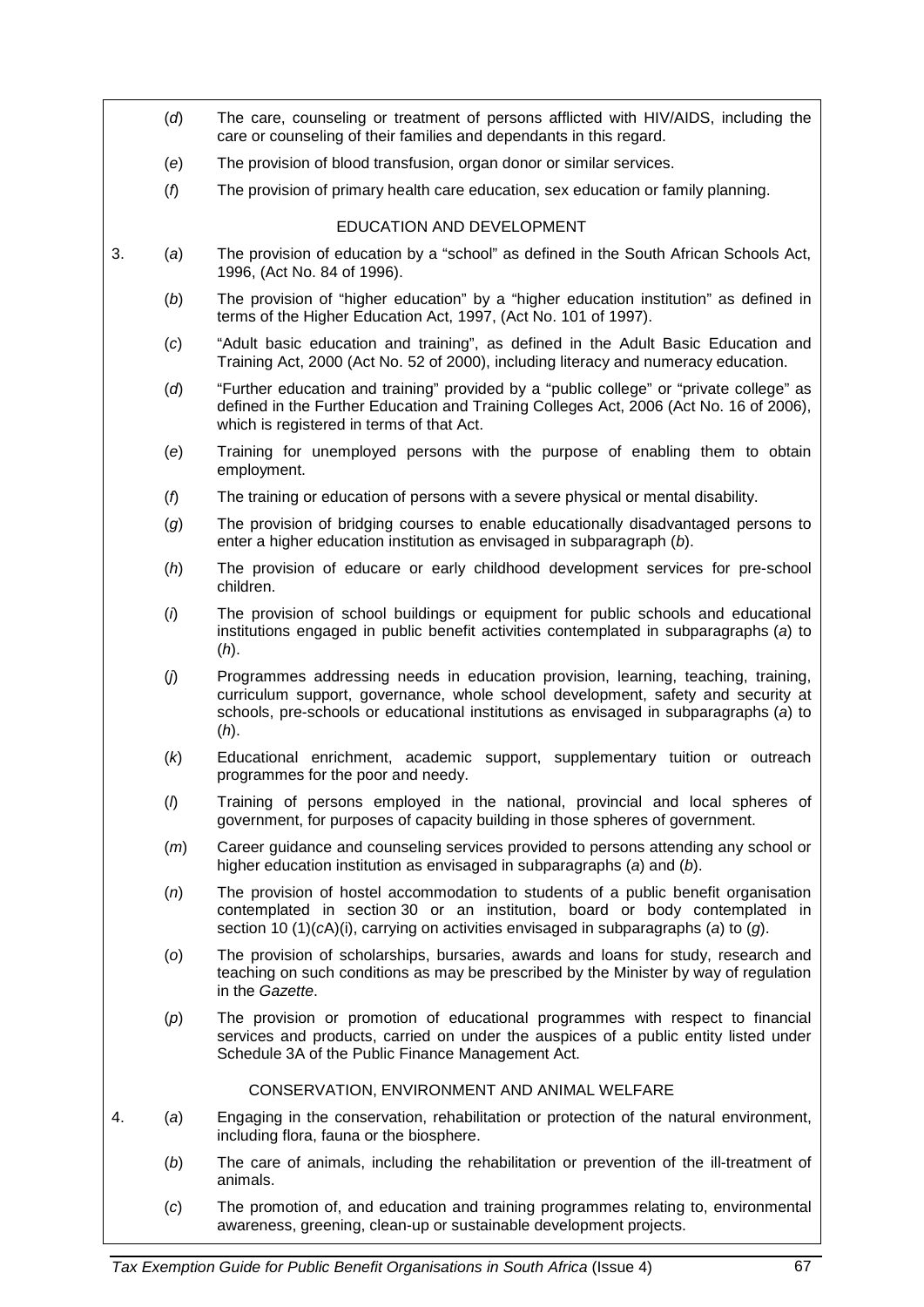(*d*) The care, counseling or treatment of persons afflicted with HIV/AIDS, including the care or counseling of their families and dependants in this regard.

(*e*) The provision of blood transfusion, organ donor or similar services.

(*f*) The provision of primary health care education, sex education or family planning.

EDUCATION AND DEVELOPMENT

3. (*a*) The provision of education by a "school" as defined in the South African Schools Act, 1996, (Act No. 84 of 1996).

(*b*) The provision of "higher education" by a "higher education institution" as defined in terms of the Higher Education Act, 1997, (Act No. 101 of 1997).

(*c*) "Adult basic education and training", as defined in the Adult Basic Education and Training Act, 2000 (Act No. 52 of 2000), including literacy and numeracy education.

(*d*) "Further education and training" provided by a "public college" or "private college" as defined in the Further Education and Training Colleges Act, 2006 (Act No. 16 of 2006), which is registered in terms of that Act.

(*e*) Training for unemployed persons with the purpose of enabling them to obtain employment.

(*f*) The training or education of persons with a severe physical or mental disability.

(*g*) The provision of bridging courses to enable educationally disadvantaged persons to enter a higher education institution as envisaged in subparagraph (*b*).

(*h*) The provision of educare or early childhood development services for pre-school children.

(*i*) The provision of school buildings or equipment for public schools and educational institutions engaged in public benefit activities contemplated in subparagraphs (*a*) to (*h*).

(*j*) Programmes addressing needs in education provision, learning, teaching, training, curriculum support, governance, whole school development, safety and security at schools, pre-schools or educational institutions as envisaged in subparagraphs (*a*) to (*h*).

(*k*) Educational enrichment, academic support, supplementary tuition or outreach programmes for the poor and needy.

(*l*) Training of persons employed in the national, provincial and local spheres of government, for purposes of capacity building in those spheres of government.

(*m*) Career guidance and counseling services provided to persons attending any school or higher education institution as envisaged in subparagraphs (*a*) and (*b*).

(*n*) The provision of hostel accommodation to students of a public benefit organisation contemplated in section 30 or an institution, board or body contemplated in section 10 (1)(*c*A)(i), carrying on activities envisaged in subparagraphs (*a*) to (*g*).

(*o*) The provision of scholarships, bursaries, awards and loans for study, research and teaching on such conditions as may be prescribed by the Minister by way of regulation in the *Gazette*.

(*p*) The provision or promotion of educational programmes with respect to financial services and products, carried on under the auspices of a public entity listed under Schedule 3A of the Public Finance Management Act.

CONSERVATION, ENVIRONMENT AND ANIMAL WELFARE

4. (*a*) Engaging in the conservation, rehabilitation or protection of the natural environment, including flora, fauna or the biosphere.

(*b*) The care of animals, including the rehabilitation or prevention of the ill-treatment of animals.

(*c*) The promotion of, and education and training programmes relating to, environmental awareness, greening, clean-up or sustainable development projects.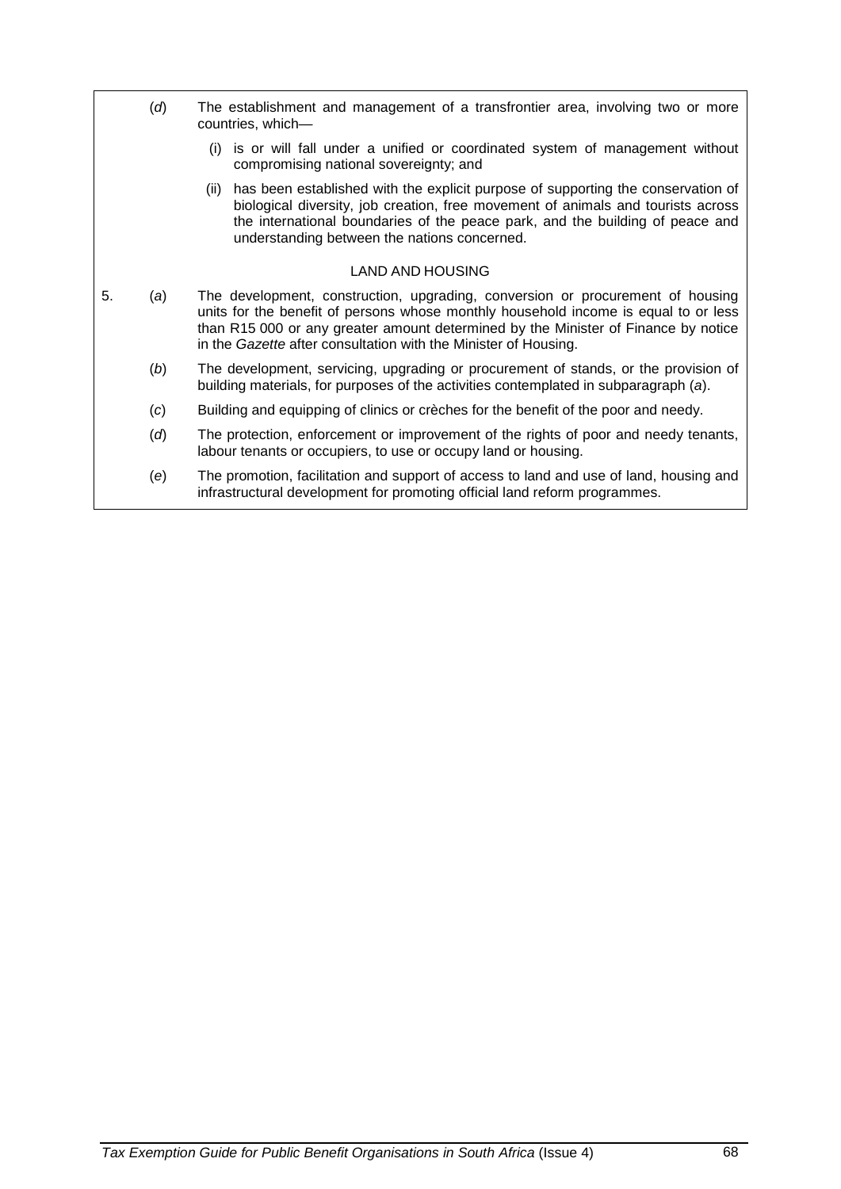(*d*) The establishment and management of a transfrontier area, involving two or more countries, which—

(i) is or will fall under a unified or coordinated system of management without compromising national sovereignty; and

(ii) has been established with the explicit purpose of supporting the conservation of biological diversity, job creation, free movement of animals and tourists across the international boundaries of the peace park, and the building of peace and understanding between the nations concerned.

LAND AND HOUSING

5. (*a*) The development, construction, upgrading, conversion or procurement of housing units for the benefit of persons whose monthly household income is equal to or less than R15 000 or any greater amount determined by the Minister of Finance by notice in the *Gazette* after consultation with the Minister of Housing.

(*b*) The development, servicing, upgrading or procurement of stands, or the provision of building materials, for purposes of the activities contemplated in subparagraph (*a*).

(*c*) Building and equipping of clinics or crèches for the benefit of the poor and needy.

(*d*) The protection, enforcement or improvement of the rights of poor and needy tenants, labour tenants or occupiers, to use or occupy land or housing.

(*e*) The promotion, facilitation and support of access to land and use of land, housing and infrastructural development for promoting official land reform programmes.